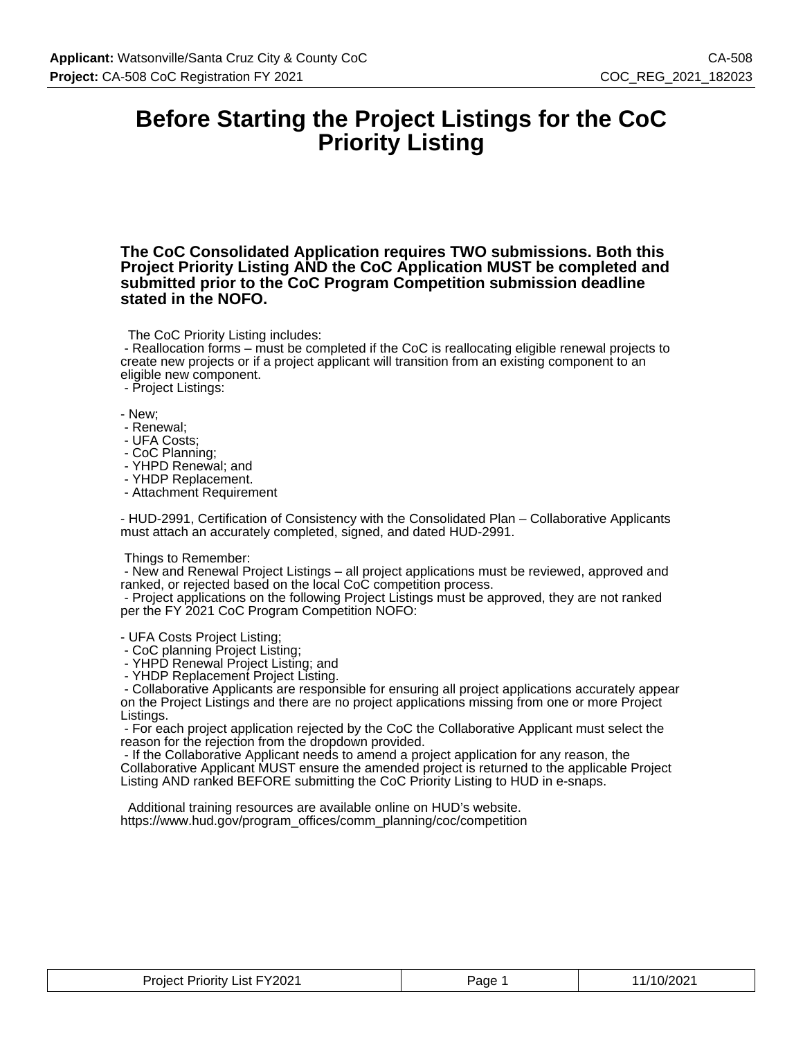# Before Starting the Project Listings for the CoC Priority Listing

**The CoC Consolidated Application requires TWO submissions. Both this Project Priority Listing AND the CoC Application MUST be completed and submitted prior to the CoC Program Competition submission deadline stated in the NOFO.**

The CoC Priority Listing includes:
- Reallocation forms – must be completed if the CoC is reallocating eligible renewal projects to create new projects or if a project applicant will transition from an existing component to an eligible new component.
- Project Listings:

- New;
- Renewal;
- UFA Costs;
- CoC Planning;
- YHPD Renewal; and
- YHDP Replacement.
- Attachment Requirement

- HUD-2991, Certification of Consistency with the Consolidated Plan – Collaborative Applicants must attach an accurately completed, signed, and dated HUD-2991.

Things to Remember:
- New and Renewal Project Listings – all project applications must be reviewed, approved and ranked, or rejected based on the local CoC competition process.
- Project applications on the following Project Listings must be approved, they are not ranked per the FY 2021 CoC Program Competition NOFO:

- UFA Costs Project Listing;
- CoC planning Project Listing;
- YHPD Renewal Project Listing; and
- YHDP Replacement Project Listing.
- Collaborative Applicants are responsible for ensuring all project applications accurately appear on the Project Listings and there are no project applications missing from one or more Project Listings.
- For each project application rejected by the CoC the Collaborative Applicant must select the reason for the rejection from the dropdown provided.
- If the Collaborative Applicant needs to amend a project application for any reason, the Collaborative Applicant MUST ensure the amended project is returned to the applicable Project Listing AND ranked BEFORE submitting the CoC Priority Listing to HUD in e-snaps.

Additional training resources are available online on HUD's website.
https://www.hud.gov/program_offices/comm_planning/coc/competition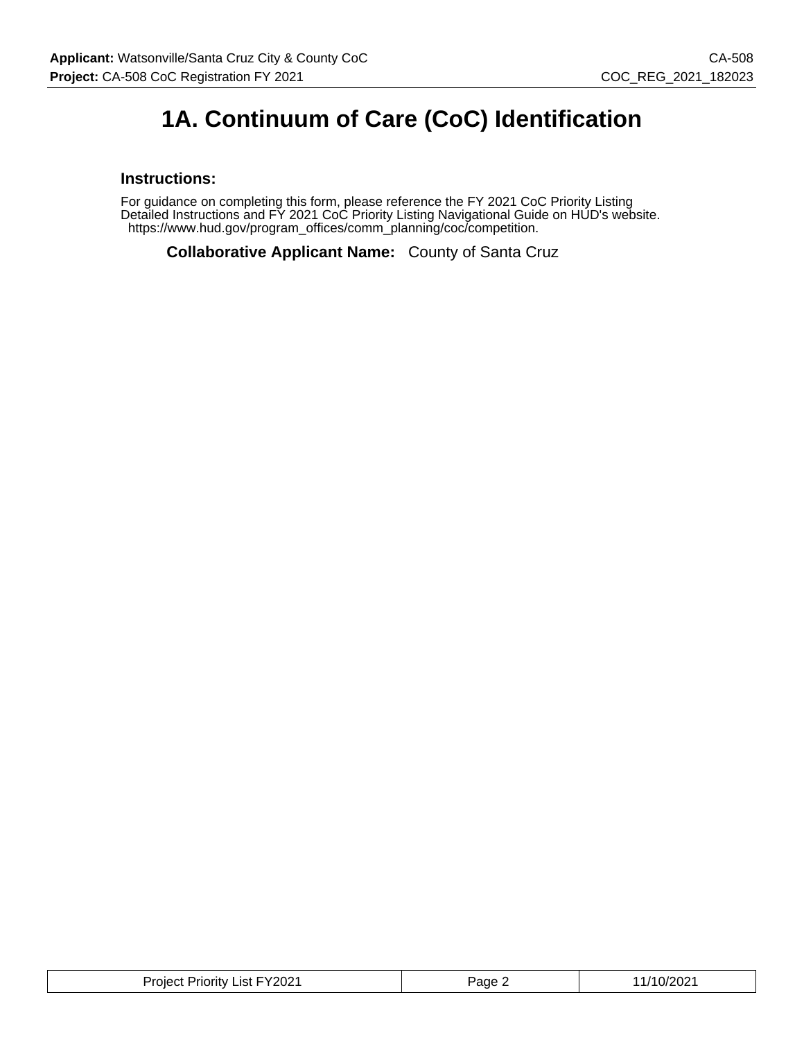# 1A. Continuum of Care (CoC) Identification

### Instructions:

For guidance on completing this form, please reference the FY 2021 CoC Priority Listing Detailed Instructions and FY 2021 CoC Priority Listing Navigational Guide on HUD's website. https://www.hud.gov/program_offices/comm_planning/coc/competition.

**Collaborative Applicant Name:** County of Santa Cruz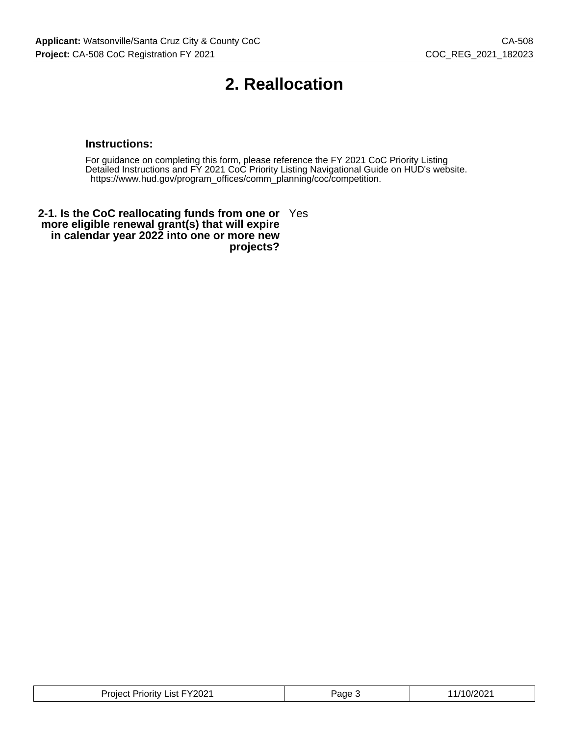# 2. Reallocation

**Instructions:**

For guidance on completing this form, please reference the FY 2021 CoC Priority Listing Detailed Instructions and FY 2021 CoC Priority Listing Navigational Guide on HUD's website. https://www.hud.gov/program_offices/comm_planning/coc/competition.

| | |
|---|---|
| **2-1. Is the CoC reallocating funds from one or more eligible renewal grant(s) that will expire in calendar year 2022 into one or more new projects?** | Yes |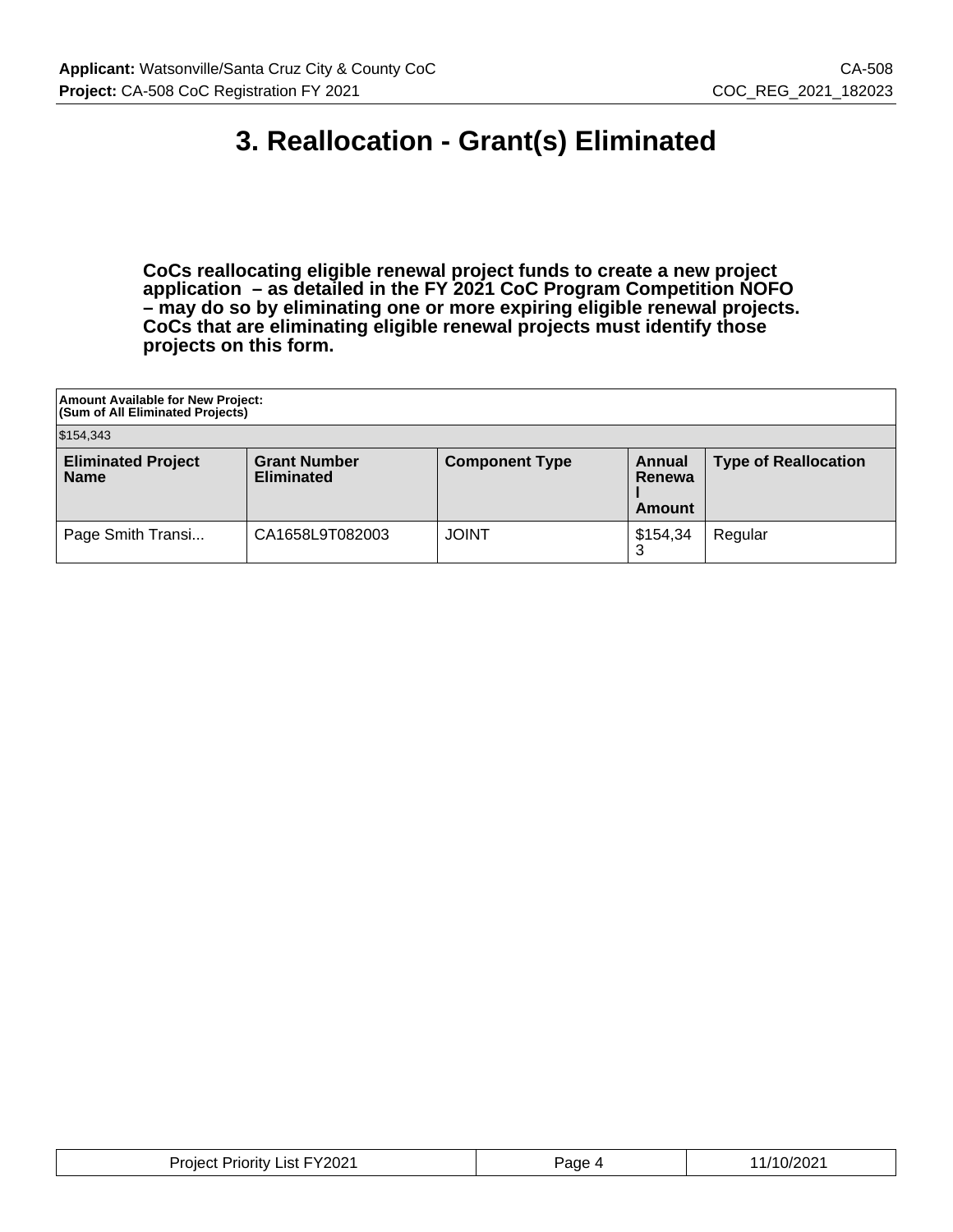# 3. Reallocation - Grant(s) Eliminated

**CoCs reallocating eligible renewal project funds to create a new project application – as detailed in the FY 2021 CoC Program Competition NOFO – may do so by eliminating one or more expiring eligible renewal projects. CoCs that are eliminating eligible renewal projects must identify those projects on this form.**

| **Amount Available for New Project: (Sum of All Eliminated Projects)** | | | | |
|---|---|---|---|---|
| $154,343 | | | | |
| **Eliminated Project Name** | **Grant Number Eliminated** | **Component Type** | **Annual Renewal Amount** | **Type of Reallocation** |
| Page Smith Transi... | CA1658L9T082003 | JOINT | $154,343 | Regular |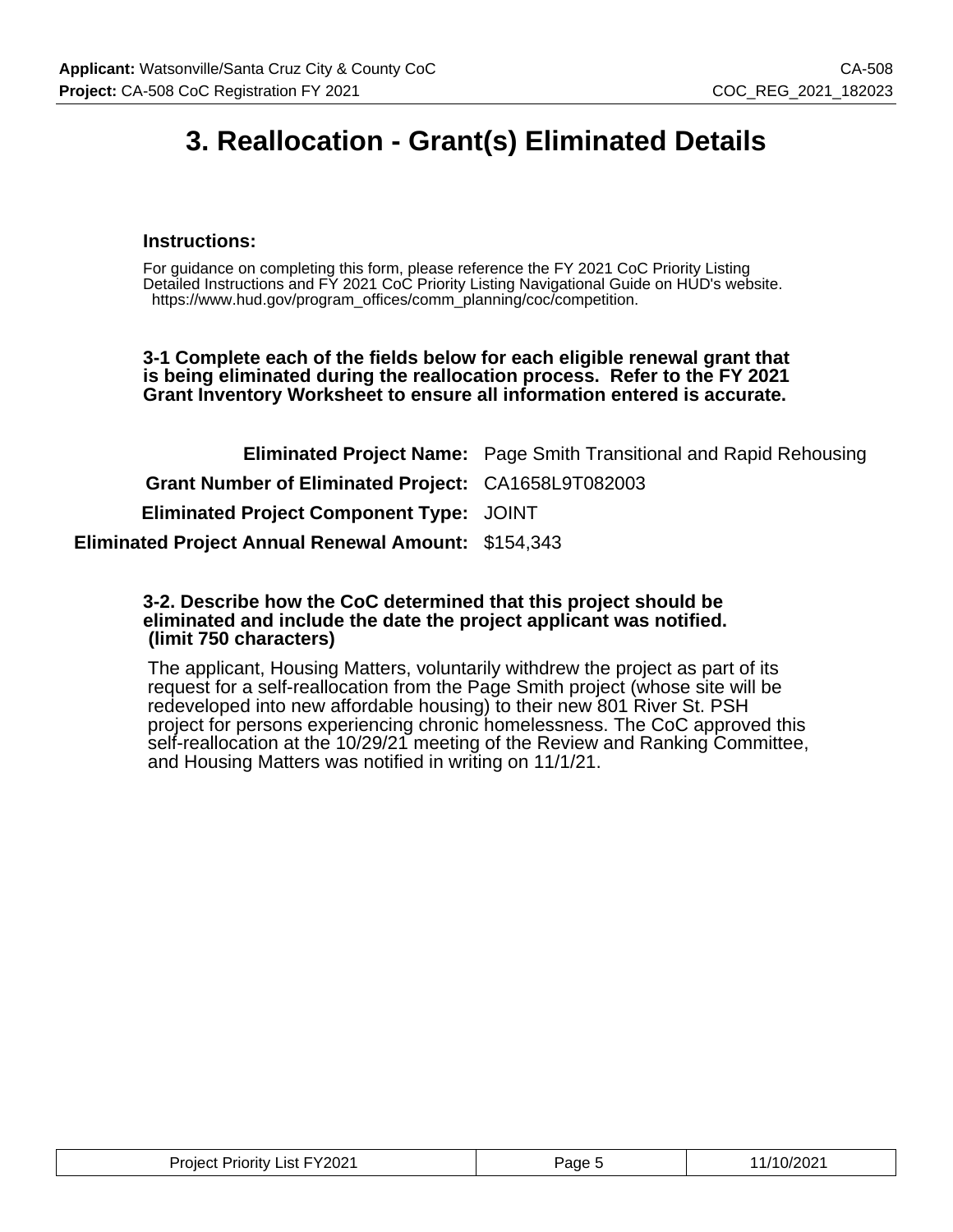# 3. Reallocation - Grant(s) Eliminated Details

### Instructions:

For guidance on completing this form, please reference the FY 2021 CoC Priority Listing Detailed Instructions and FY 2021 CoC Priority Listing Navigational Guide on HUD's website. https://www.hud.gov/program_offices/comm_planning/coc/competition.

**3-1 Complete each of the fields below for each eligible renewal grant that is being eliminated during the reallocation process. Refer to the FY 2021 Grant Inventory Worksheet to ensure all information entered is accurate.**

**Eliminated Project Name:** Page Smith Transitional and Rapid Rehousing

**Grant Number of Eliminated Project:** CA1658L9T082003

**Eliminated Project Component Type:** JOINT

**Eliminated Project Annual Renewal Amount:** $154,343

**3-2. Describe how the CoC determined that this project should be eliminated and include the date the project applicant was notified. (limit 750 characters)**

The applicant, Housing Matters, voluntarily withdrew the project as part of its request for a self-reallocation from the Page Smith project (whose site will be redeveloped into new affordable housing) to their new 801 River St. PSH project for persons experiencing chronic homelessness. The CoC approved this self-reallocation at the 10/29/21 meeting of the Review and Ranking Committee, and Housing Matters was notified in writing on 11/1/21.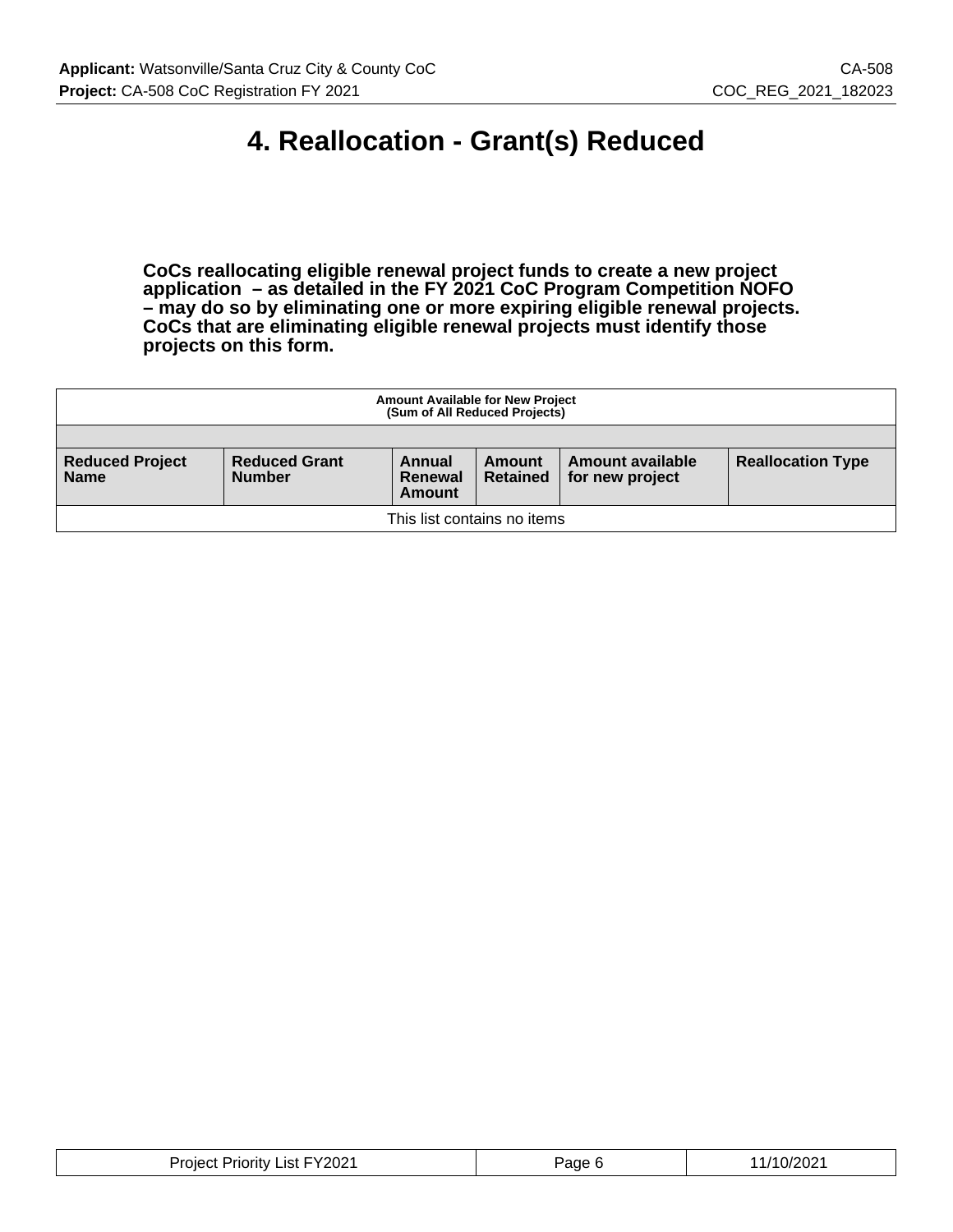# 4. Reallocation - Grant(s) Reduced

**CoCs reallocating eligible renewal project funds to create a new project application – as detailed in the FY 2021 CoC Program Competition NOFO – may do so by eliminating one or more expiring eligible renewal projects. CoCs that are eliminating eligible renewal projects must identify those projects on this form.**

| Amount Available for New Project (Sum of All Reduced Projects) | | | | | |
|---|---|---|---|---|---|
| | | | | | |
| **Reduced Project Name** | **Reduced Grant Number** | **Annual Renewal Amount** | **Amount Retained** | **Amount available for new project** | **Reallocation Type** |
| This list contains no items | | | | | |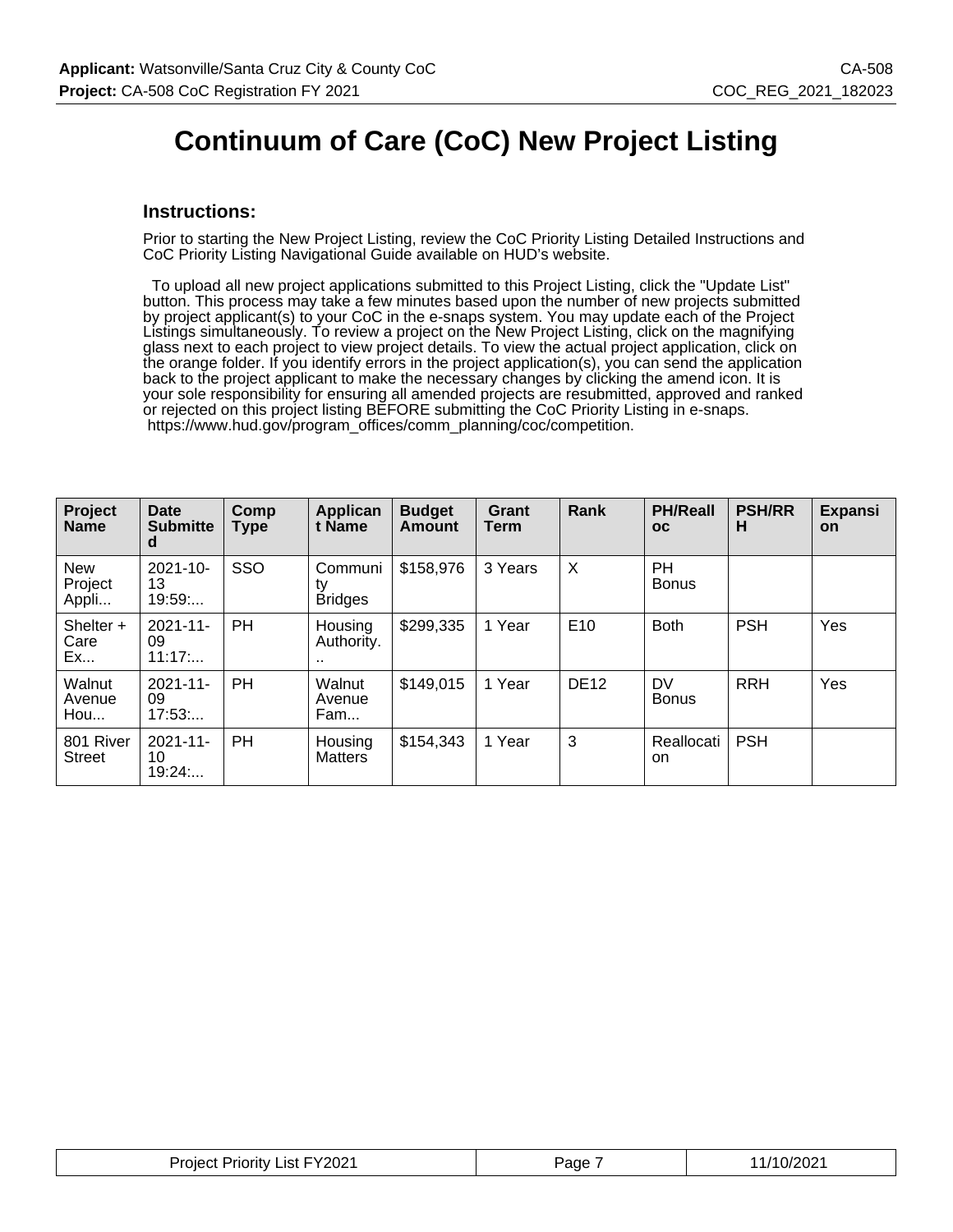# Continuum of Care (CoC) New Project Listing

## Instructions:

Prior to starting the New Project Listing, review the CoC Priority Listing Detailed Instructions and CoC Priority Listing Navigational Guide available on HUD's website.

To upload all new project applications submitted to this Project Listing, click the "Update List" button. This process may take a few minutes based upon the number of new projects submitted by project applicant(s) to your CoC in the e-snaps system. You may update each of the Project Listings simultaneously. To review a project on the New Project Listing, click on the magnifying glass next to each project to view project details. To view the actual project application, click on the orange folder. If you identify errors in the project application(s), you can send the application back to the project applicant to make the necessary changes by clicking the amend icon. It is your sole responsibility for ensuring all amended projects are resubmitted, approved and ranked or rejected on this project listing BEFORE submitting the CoC Priority Listing in e-snaps. https://www.hud.gov/program_offices/comm_planning/coc/competition.

| Project Name | Date Submitted | Comp Type | Applicant Name | Budget Amount | Grant Term | Rank | PH/Realloc | PSH/RRH | Expansion |
|---|---|---|---|---|---|---|---|---|---|
| New Project Appli... | 2021-10-13 19:59:... | SSO | Community Bridges | $158,976 | 3 Years | X | PH Bonus | | |
| Shelter + Care Ex... | 2021-11-09 11:17:... | PH | Housing Authority... | $299,335 | 1 Year | E10 | Both | PSH | Yes |
| Walnut Avenue Hou... | 2021-11-09 17:53:... | PH | Walnut Avenue Fam... | $149,015 | 1 Year | DE12 | DV Bonus | RRH | Yes |
| 801 River Street | 2021-11-10 19:24:... | PH | Housing Matters | $154,343 | 1 Year | 3 | Reallocation | PSH | |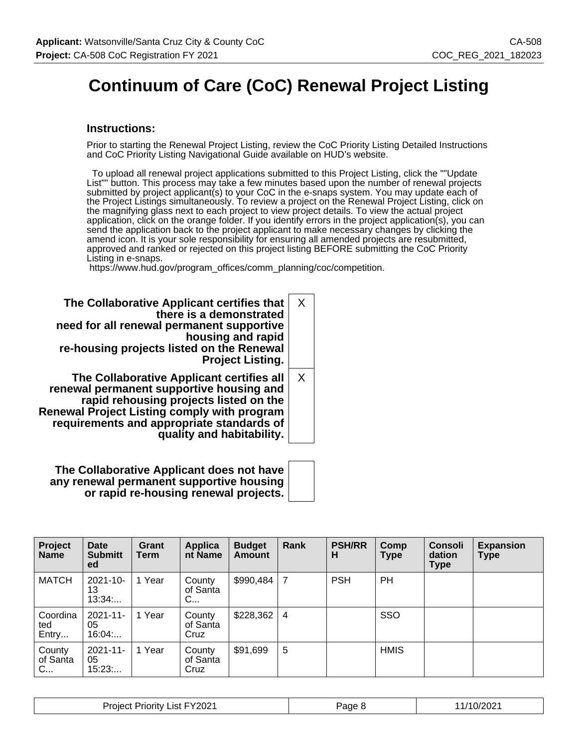# Continuum of Care (CoC) Renewal Project Listing

### Instructions:

Prior to starting the Renewal Project Listing, review the CoC Priority Listing Detailed Instructions and CoC Priority Listing Navigational Guide available on HUD's website.

To upload all renewal project applications submitted to this Project Listing, click the ""Update List"" button. This process may take a few minutes based upon the number of renewal projects submitted by project applicant(s) to your CoC in the e-snaps system. You may update each of the Project Listings simultaneously. To review a project on the Renewal Project Listing, click on the magnifying glass next to each project to view project details. To view the actual project application, click on the orange folder. If you identify errors in the project application(s), you can send the application back to the project applicant to make necessary changes by clicking the amend icon. It is your sole responsibility for ensuring all amended projects are resubmitted, approved and ranked or rejected on this project listing BEFORE submitting the CoC Priority Listing in e-snaps.
https://www.hud.gov/program_offices/comm_planning/coc/competition.

| | |
|---|---|
| **The Collaborative Applicant certifies that there is a demonstrated need for all renewal permanent supportive housing and rapid re-housing projects listed on the Renewal Project Listing.** | X |
| **The Collaborative Applicant certifies all renewal permanent supportive housing and rapid rehousing projects listed on the Renewal Project Listing comply with program requirements and appropriate standards of quality and habitability.** | X |
| **The Collaborative Applicant does not have any renewal permanent supportive housing or rapid re-housing renewal projects.** | |

| Project Name | Date Submitted | Grant Term | Applicant Name | Budget Amount | Rank | PSH/RRH | Comp Type | Consolidation Type | Expansion Type |
|---|---|---|---|---|---|---|---|---|---|
| MATCH | 2021-10-13 13:34:... | 1 Year | County of Santa C... | $990,484 | 7 | PSH | PH | | |
| Coordinated Entry... | 2021-11-05 16:04:... | 1 Year | County of Santa Cruz | $228,362 | 4 | | SSO | | |
| County of Santa C... | 2021-11-05 15:23:... | 1 Year | County of Santa Cruz | $91,699 | 5 | | HMIS | | |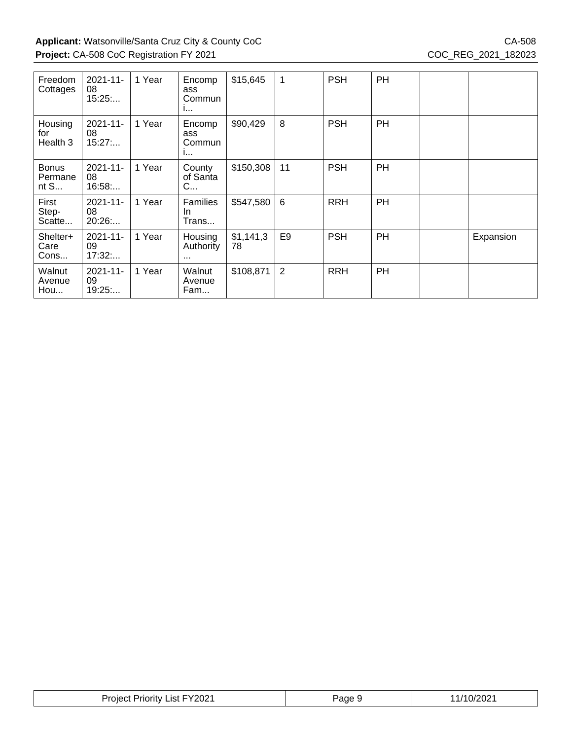| | | | | | | | | | |
|---|---|---|---|---|---|---|---|---|---|
| Freedom Cottages | 2021-11-08 15:25:... | 1 Year | Encompass Communi... | $15,645 | 1 | PSH | PH | | |
| Housing for Health 3 | 2021-11-08 15:27:... | 1 Year | Encompass Communi... | $90,429 | 8 | PSH | PH | | |
| Bonus Permanent S... | 2021-11-08 16:58:... | 1 Year | County of Santa C... | $150,308 | 11 | PSH | PH | | |
| First Step-Scatte... | 2021-11-08 20:26:... | 1 Year | Families In Trans... | $547,580 | 6 | RRH | PH | | |
| Shelter+ Care Cons... | 2021-11-09 17:32:... | 1 Year | Housing Authority ... | $1,141,378 | E9 | PSH | PH | | Expansion |
| Walnut Avenue Hou... | 2021-11-09 19:25:... | 1 Year | Walnut Avenue Fam... | $108,871 | 2 | RRH | PH | | |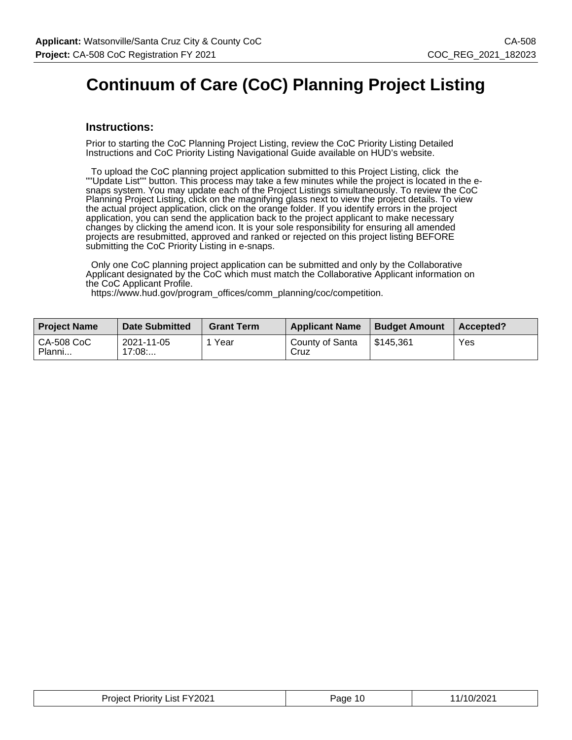# Continuum of Care (CoC) Planning Project Listing

## Instructions:

Prior to starting the CoC Planning Project Listing, review the CoC Priority Listing Detailed Instructions and CoC Priority Listing Navigational Guide available on HUD's website.

To upload the CoC planning project application submitted to this Project Listing, click the ""Update List"" button. This process may take a few minutes while the project is located in the e-snaps system. You may update each of the Project Listings simultaneously. To review the CoC Planning Project Listing, click on the magnifying glass next to view the project details. To view the actual project application, click on the orange folder. If you identify errors in the project application, you can send the application back to the project applicant to make necessary changes by clicking the amend icon. It is your sole responsibility for ensuring all amended projects are resubmitted, approved and ranked or rejected on this project listing BEFORE submitting the CoC Priority Listing in e-snaps.

Only one CoC planning project application can be submitted and only by the Collaborative Applicant designated by the CoC which must match the Collaborative Applicant information on the CoC Applicant Profile.
https://www.hud.gov/program_offices/comm_planning/coc/competition.

| Project Name | Date Submitted | Grant Term | Applicant Name | Budget Amount | Accepted? |
|---|---|---|---|---|---|
| CA-508 CoC Planni... | 2021-11-05 17:08:... | 1 Year | County of Santa Cruz | $145,361 | Yes |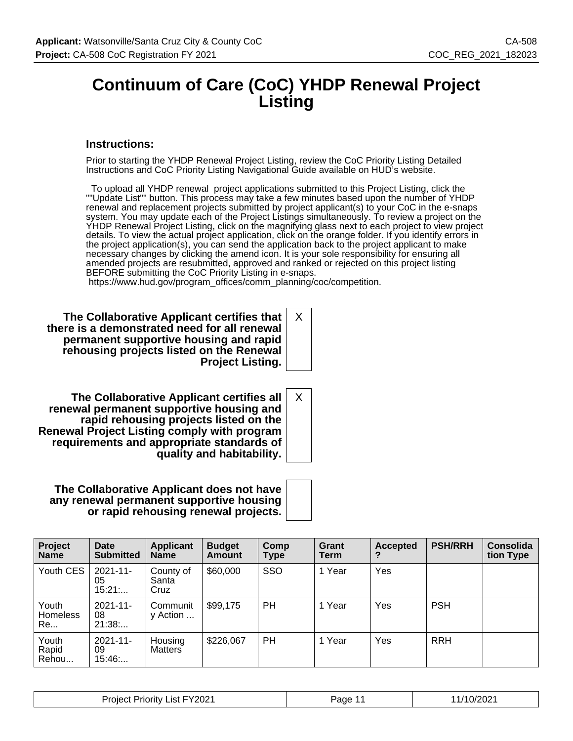# Continuum of Care (CoC) YHDP Renewal Project Listing

### Instructions:

Prior to starting the YHDP Renewal Project Listing, review the CoC Priority Listing Detailed Instructions and CoC Priority Listing Navigational Guide available on HUD's website.

To upload all YHDP renewal project applications submitted to this Project Listing, click the ""Update List"" button. This process may take a few minutes based upon the number of YHDP renewal and replacement projects submitted by project applicant(s) to your CoC in the e-snaps system. You may update each of the Project Listings simultaneously. To review a project on the YHDP Renewal Project Listing, click on the magnifying glass next to each project to view project details. To view the actual project application, click on the orange folder. If you identify errors in the project application(s), you can send the application back to the project applicant to make necessary changes by clicking the amend icon. It is your sole responsibility for ensuring all amended projects are resubmitted, approved and ranked or rejected on this project listing BEFORE submitting the CoC Priority Listing in e-snaps.
https://www.hud.gov/program_offices/comm_planning/coc/competition.

| | |
|---|---|
| **The Collaborative Applicant certifies that there is a demonstrated need for all renewal permanent supportive housing and rapid rehousing projects listed on the Renewal Project Listing.** | X |
| **The Collaborative Applicant certifies all renewal permanent supportive housing and rapid rehousing projects listed on the Renewal Project Listing comply with program requirements and appropriate standards of quality and habitability.** | X |
| **The Collaborative Applicant does not have any renewal permanent supportive housing or rapid rehousing renewal projects.** | |

| Project Name | Date Submitted | Applicant Name | Budget Amount | Comp Type | Grant Term | Accepted? | PSH/RRH | Consolidation Type |
|---|---|---|---|---|---|---|---|---|
| Youth CES | 2021-11-05 15:21:... | County of Santa Cruz | $60,000 | SSO | 1 Year | Yes | | |
| Youth Homeless Re... | 2021-11-08 21:38:... | Community Action ... | $99,175 | PH | 1 Year | Yes | PSH | |
| Youth Rapid Rehou... | 2021-11-09 15:46:... | Housing Matters | $226,067 | PH | 1 Year | Yes | RRH | |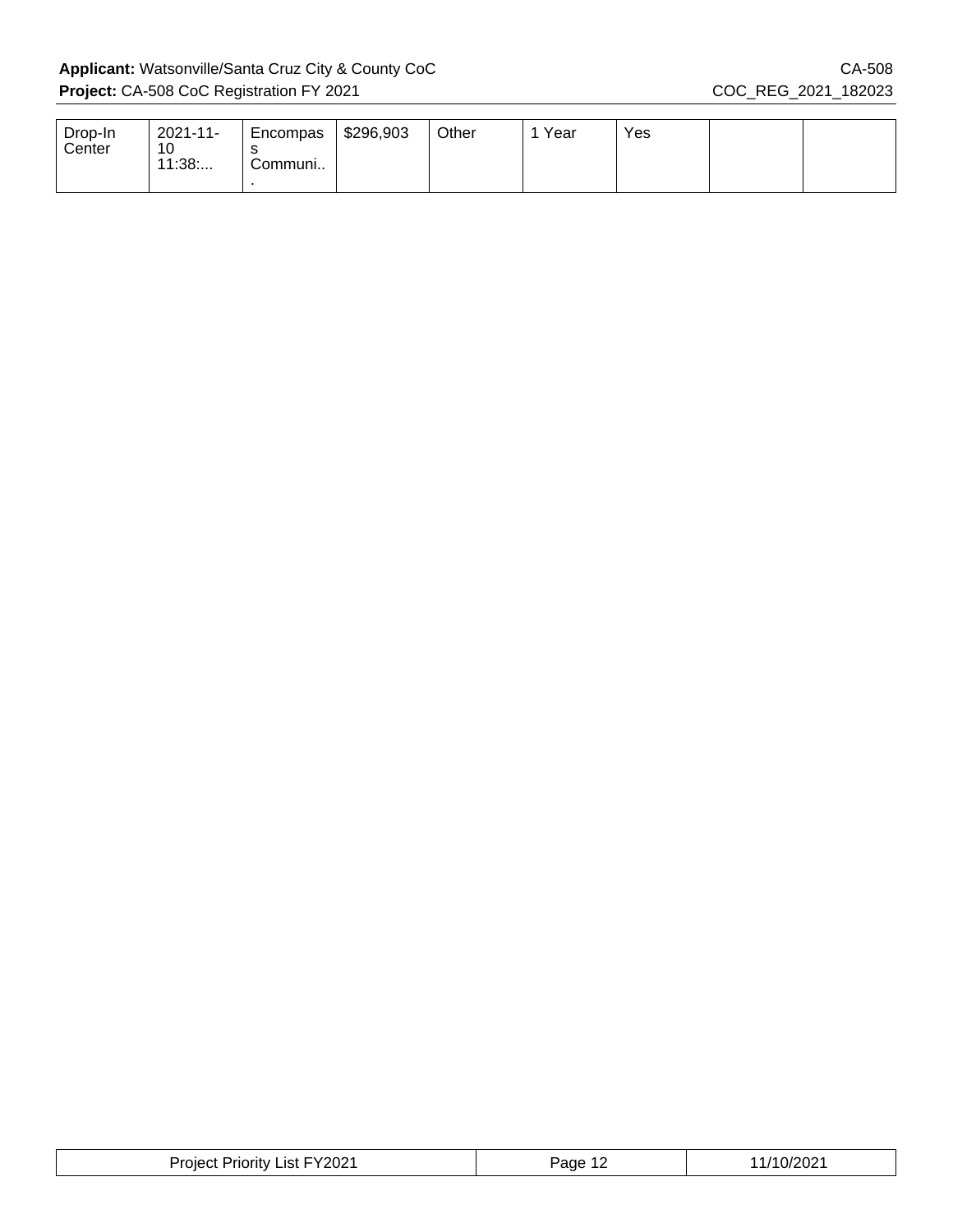| | | | | | | | | |
|---|---|---|---|---|---|---|---|---|
| Drop-In Center | 2021-11-10 11:38:... | Encompass Communi... | $296,903 | Other | 1 Year | Yes | | |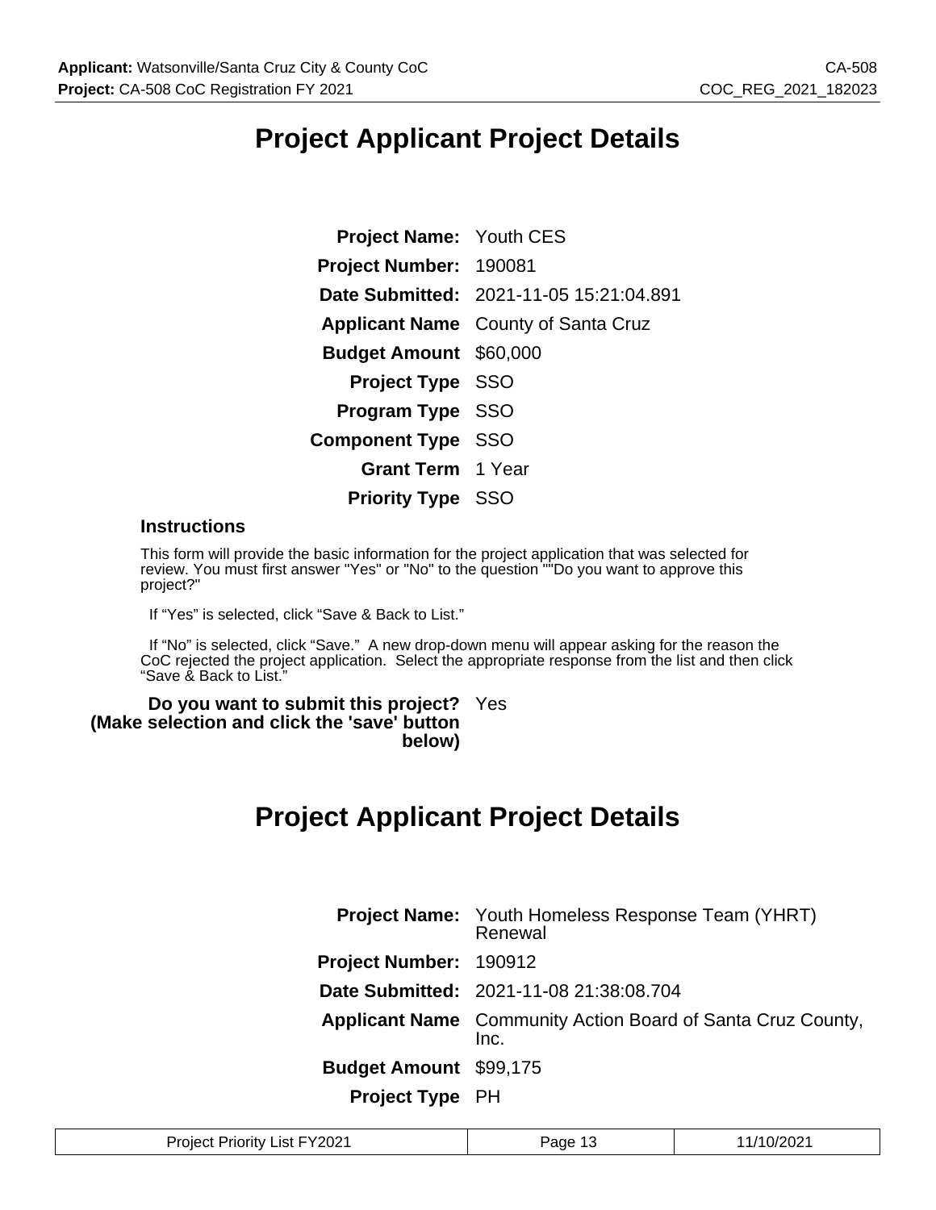# Project Applicant Project Details

| | |
|---|---|
| **Project Name:** | Youth CES |
| **Project Number:** | 190081 |
| **Date Submitted:** | 2021-11-05 15:21:04.891 |
| **Applicant Name** | County of Santa Cruz |
| **Budget Amount** | $60,000 |
| **Project Type** | SSO |
| **Program Type** | SSO |
| **Component Type** | SSO |
| **Grant Term** | 1 Year |
| **Priority Type** | SSO |

### Instructions

This form will provide the basic information for the project application that was selected for review. You must first answer "Yes" or "No" to the question ""Do you want to approve this project?"

If "Yes" is selected, click "Save & Back to List."

If "No" is selected, click "Save." A new drop-down menu will appear asking for the reason the CoC rejected the project application. Select the appropriate response from the list and then click "Save & Back to List."

**Do you want to submit this project? (Make selection and click the 'save' button below)** Yes

# Project Applicant Project Details

| | |
|---|---|
| **Project Name:** | Youth Homeless Response Team (YHRT) Renewal |
| **Project Number:** | 190912 |
| **Date Submitted:** | 2021-11-08 21:38:08.704 |
| **Applicant Name** | Community Action Board of Santa Cruz County, Inc. |
| **Budget Amount** | $99,175 |
| **Project Type** | PH |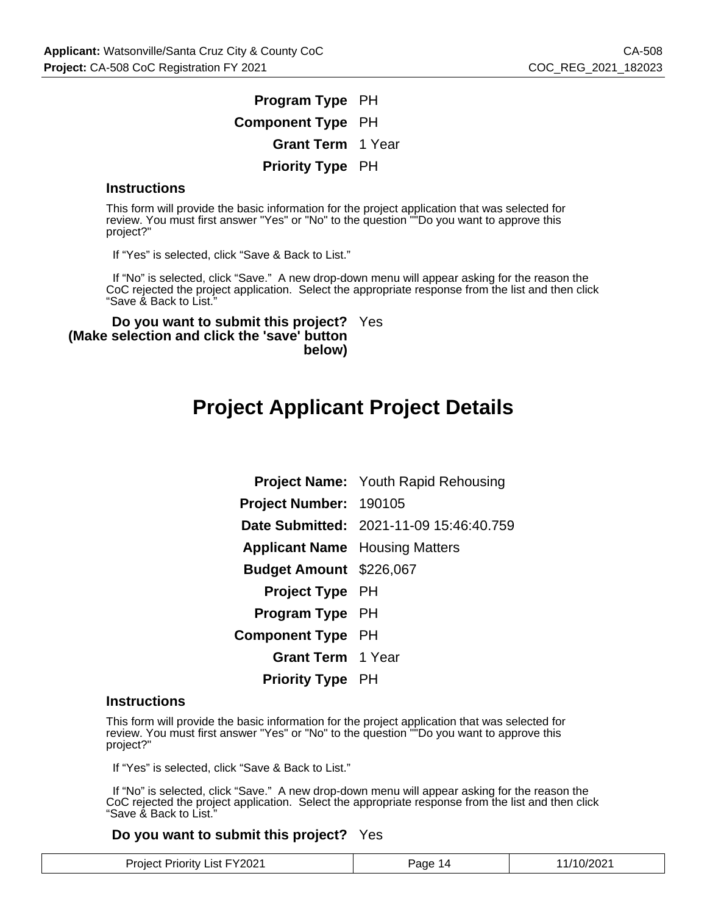**Program Type** PH

**Component Type** PH

**Grant Term** 1 Year

**Priority Type** PH

### Instructions

This form will provide the basic information for the project application that was selected for review. You must first answer "Yes" or "No" to the question ""Do you want to approve this project?"

If “Yes” is selected, click “Save & Back to List.”

If “No” is selected, click “Save.” A new drop-down menu will appear asking for the reason the CoC rejected the project application. Select the appropriate response from the list and then click “Save & Back to List.”

**Do you want to submit this project? (Make selection and click the 'save' button below)** Yes

# Project Applicant Project Details

**Project Name:** Youth Rapid Rehousing

**Project Number:** 190105

**Date Submitted:** 2021-11-09 15:46:40.759

**Applicant Name** Housing Matters

**Budget Amount** $226,067

**Project Type** PH

**Program Type** PH

**Component Type** PH

**Grant Term** 1 Year

**Priority Type** PH

### Instructions

This form will provide the basic information for the project application that was selected for review. You must first answer "Yes" or "No" to the question ""Do you want to approve this project?"

If “Yes” is selected, click “Save & Back to List.”

If “No” is selected, click “Save.” A new drop-down menu will appear asking for the reason the CoC rejected the project application. Select the appropriate response from the list and then click “Save & Back to List.”

**Do you want to submit this project?** Yes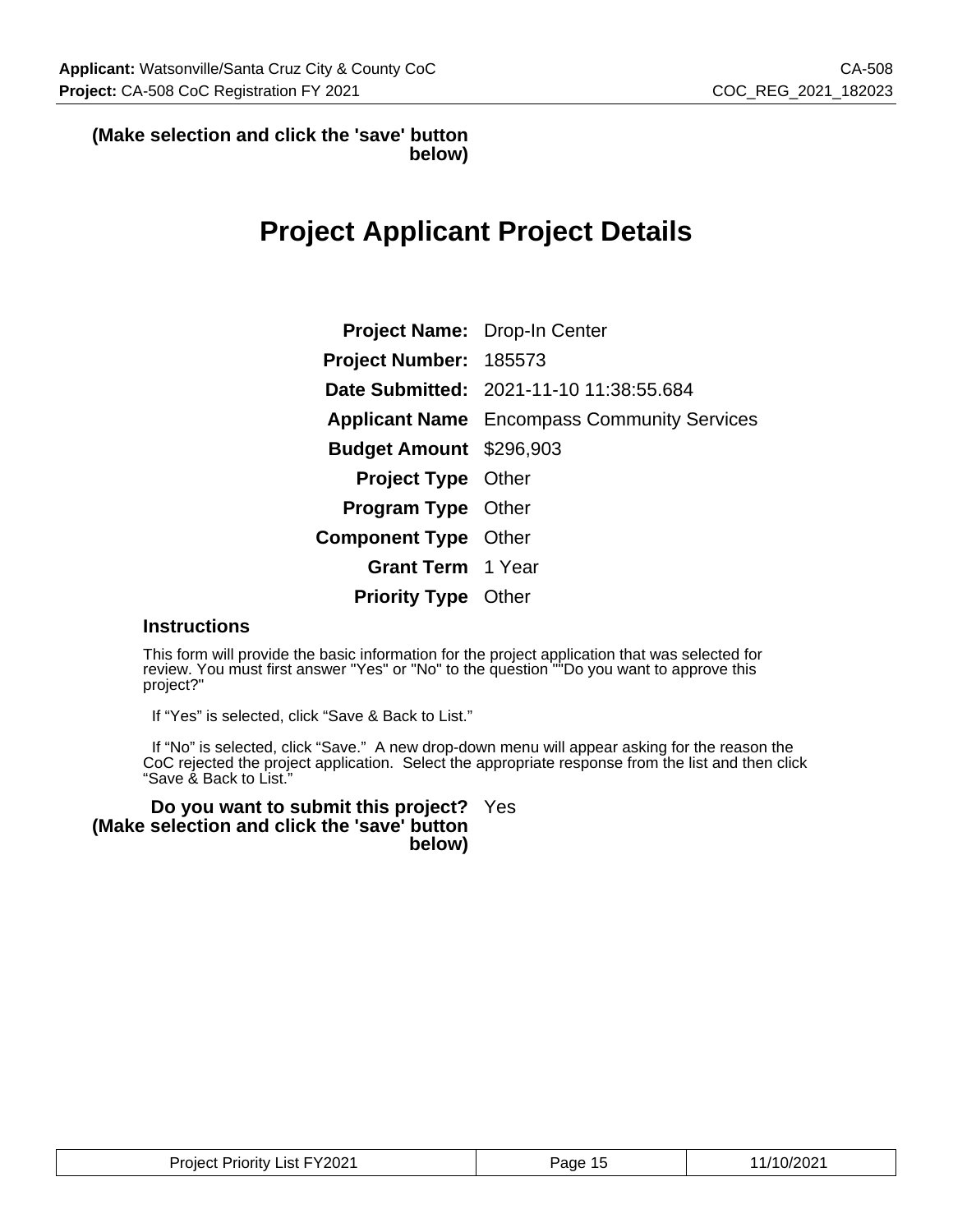**(Make selection and click the 'save' button below)**

# Project Applicant Project Details

| | |
|---|---|
| **Project Name:** | Drop-In Center |
| **Project Number:** | 185573 |
| **Date Submitted:** | 2021-11-10 11:38:55.684 |
| **Applicant Name** | Encompass Community Services |
| **Budget Amount** | $296,903 |
| **Project Type** | Other |
| **Program Type** | Other |
| **Component Type** | Other |
| **Grant Term** | 1 Year |
| **Priority Type** | Other |

### Instructions

This form will provide the basic information for the project application that was selected for review. You must first answer "Yes" or "No" to the question ""Do you want to approve this project?"

If "Yes" is selected, click "Save & Back to List."

If "No" is selected, click "Save." A new drop-down menu will appear asking for the reason the CoC rejected the project application. Select the appropriate response from the list and then click "Save & Back to List."

| | |
|---|---|
| **Do you want to submit this project? (Make selection and click the 'save' button below)** | Yes |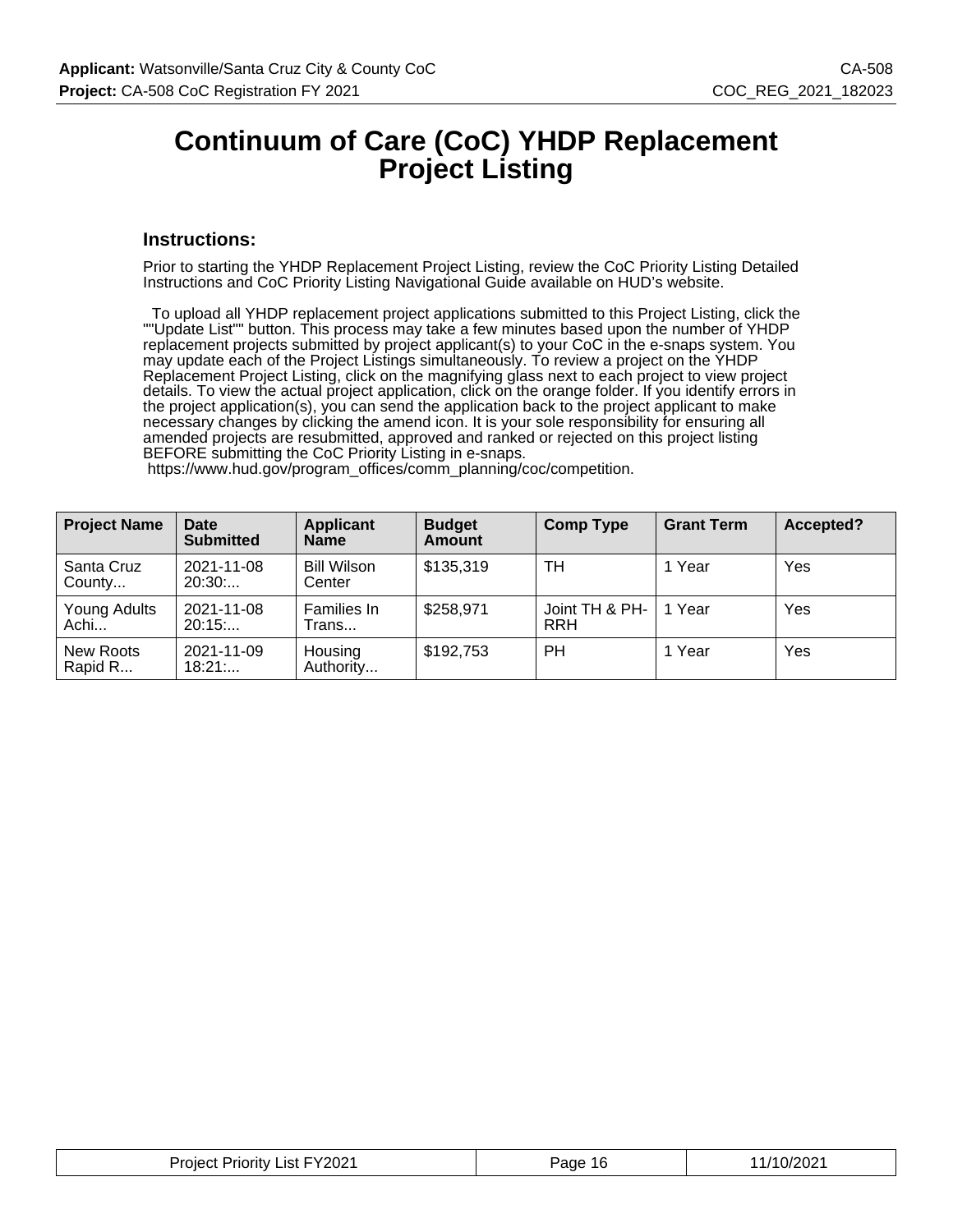# Continuum of Care (CoC) YHDP Replacement Project Listing

## Instructions:

Prior to starting the YHDP Replacement Project Listing, review the CoC Priority Listing Detailed Instructions and CoC Priority Listing Navigational Guide available on HUD's website.

To upload all YHDP replacement project applications submitted to this Project Listing, click the ""Update List"" button. This process may take a few minutes based upon the number of YHDP replacement projects submitted by project applicant(s) to your CoC in the e-snaps system. You may update each of the Project Listings simultaneously. To review a project on the YHDP Replacement Project Listing, click on the magnifying glass next to each project to view project details. To view the actual project application, click on the orange folder. If you identify errors in the project application(s), you can send the application back to the project applicant to make necessary changes by clicking the amend icon. It is your sole responsibility for ensuring all amended projects are resubmitted, approved and ranked or rejected on this project listing BEFORE submitting the CoC Priority Listing in e-snaps.
https://www.hud.gov/program_offices/comm_planning/coc/competition.

| Project Name | Date Submitted | Applicant Name | Budget Amount | Comp Type | Grant Term | Accepted? |
|---|---|---|---|---|---|---|
| Santa Cruz County... | 2021-11-08 20:30:... | Bill Wilson Center | $135,319 | TH | 1 Year | Yes |
| Young Adults Achi... | 2021-11-08 20:15:... | Families In Trans... | $258,971 | Joint TH & PH-RRH | 1 Year | Yes |
| New Roots Rapid R... | 2021-11-09 18:21:... | Housing Authority... | $192,753 | PH | 1 Year | Yes |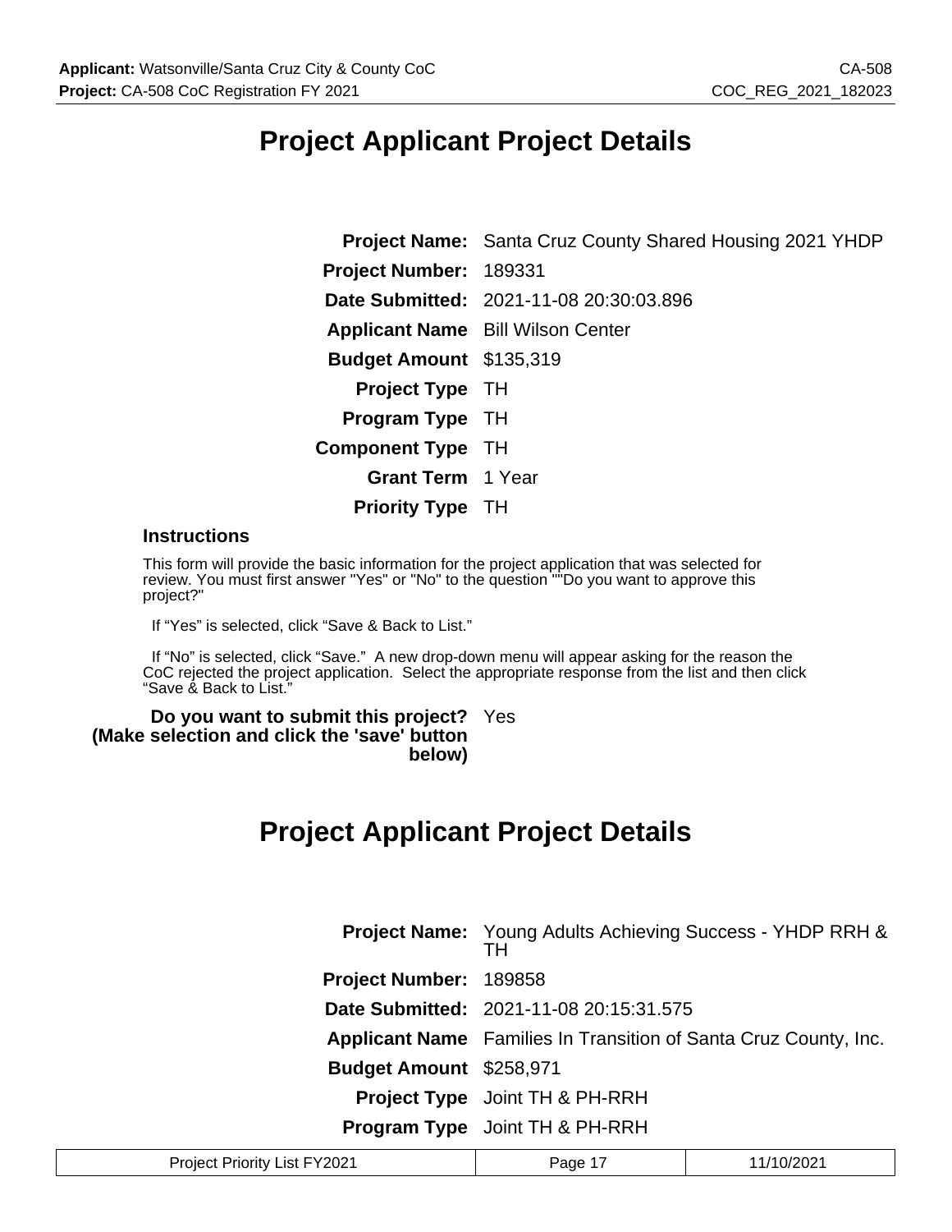# Project Applicant Project Details

| | |
|---|---|
| **Project Name:** | Santa Cruz County Shared Housing 2021 YHDP |
| **Project Number:** | 189331 |
| **Date Submitted:** | 2021-11-08 20:30:03.896 |
| **Applicant Name** | Bill Wilson Center |
| **Budget Amount** | $135,319 |
| **Project Type** | TH |
| **Program Type** | TH |
| **Component Type** | TH |
| **Grant Term** | 1 Year |
| **Priority Type** | TH |

### Instructions

This form will provide the basic information for the project application that was selected for review. You must first answer "Yes" or "No" to the question ""Do you want to approve this project?"

If "Yes" is selected, click "Save & Back to List."

If "No" is selected, click "Save." A new drop-down menu will appear asking for the reason the CoC rejected the project application. Select the appropriate response from the list and then click "Save & Back to List."

**Do you want to submit this project? (Make selection and click the 'save' button below)** Yes

# Project Applicant Project Details

| | |
|---|---|
| **Project Name:** | Young Adults Achieving Success - YHDP RRH & TH |
| **Project Number:** | 189858 |
| **Date Submitted:** | 2021-11-08 20:15:31.575 |
| **Applicant Name** | Families In Transition of Santa Cruz County, Inc. |
| **Budget Amount** | $258,971 |
| **Project Type** | Joint TH & PH-RRH |
| **Program Type** | Joint TH & PH-RRH |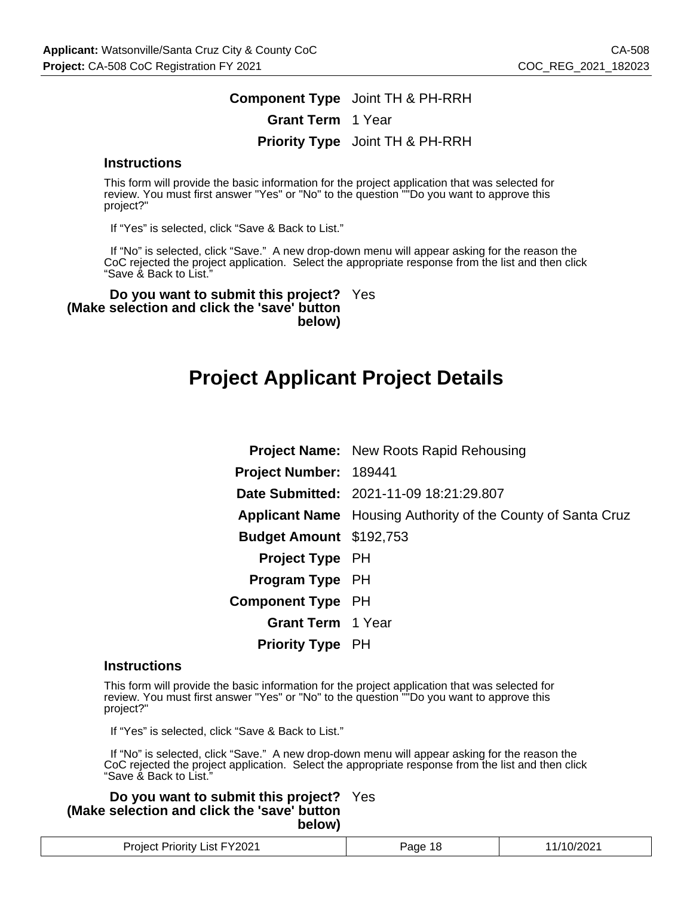| | |
|---|---|
| **Component Type** | Joint TH & PH-RRH |
| **Grant Term** | 1 Year |
| **Priority Type** | Joint TH & PH-RRH |

### Instructions

This form will provide the basic information for the project application that was selected for review. You must first answer "Yes" or "No" to the question ""Do you want to approve this project?"

If “Yes” is selected, click “Save & Back to List.”

If “No” is selected, click “Save.” A new drop-down menu will appear asking for the reason the CoC rejected the project application. Select the appropriate response from the list and then click “Save & Back to List.”

| | |
|---|---|
| **Do you want to submit this project? (Make selection and click the 'save' button below)** | Yes |

# Project Applicant Project Details

| | |
|---|---|
| **Project Name:** | New Roots Rapid Rehousing |
| **Project Number:** | 189441 |
| **Date Submitted:** | 2021-11-09 18:21:29.807 |
| **Applicant Name** | Housing Authority of the County of Santa Cruz |
| **Budget Amount** | $192,753 |
| **Project Type** | PH |
| **Program Type** | PH |
| **Component Type** | PH |
| **Grant Term** | 1 Year |
| **Priority Type** | PH |

### Instructions

This form will provide the basic information for the project application that was selected for review. You must first answer "Yes" or "No" to the question ""Do you want to approve this project?"

If “Yes” is selected, click “Save & Back to List.”

If “No” is selected, click “Save.” A new drop-down menu will appear asking for the reason the CoC rejected the project application. Select the appropriate response from the list and then click “Save & Back to List.”

| | |
|---|---|
| **Do you want to submit this project? (Make selection and click the 'save' button below)** | Yes |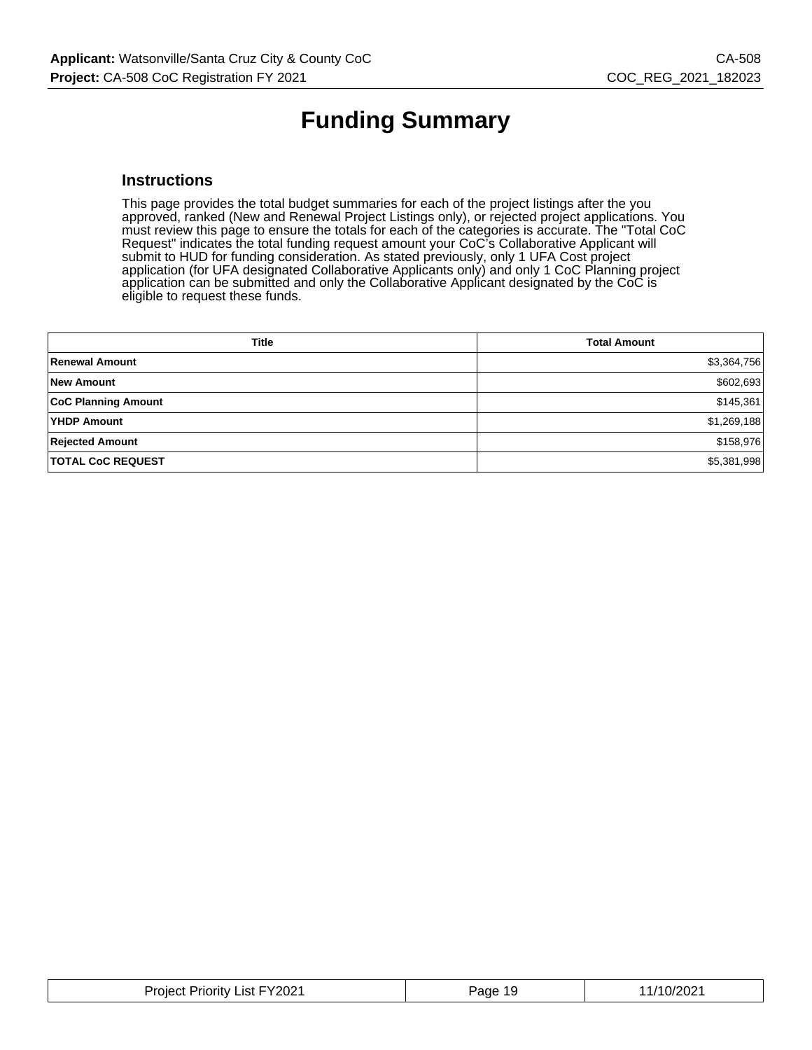# Funding Summary

## Instructions

This page provides the total budget summaries for each of the project listings after the you approved, ranked (New and Renewal Project Listings only), or rejected project applications. You must review this page to ensure the totals for each of the categories is accurate. The "Total CoC Request" indicates the total funding request amount your CoC's Collaborative Applicant will submit to HUD for funding consideration. As stated previously, only 1 UFA Cost project application (for UFA designated Collaborative Applicants only) and only 1 CoC Planning project application can be submitted and only the Collaborative Applicant designated by the CoC is eligible to request these funds.

| Title | Total Amount |
|---|---|
| **Renewal Amount** | $3,364,756 |
| **New Amount** | $602,693 |
| **CoC Planning Amount** | $145,361 |
| **YHDP Amount** | $1,269,188 |
| **Rejected Amount** | $158,976 |
| **TOTAL CoC REQUEST** | $5,381,998 |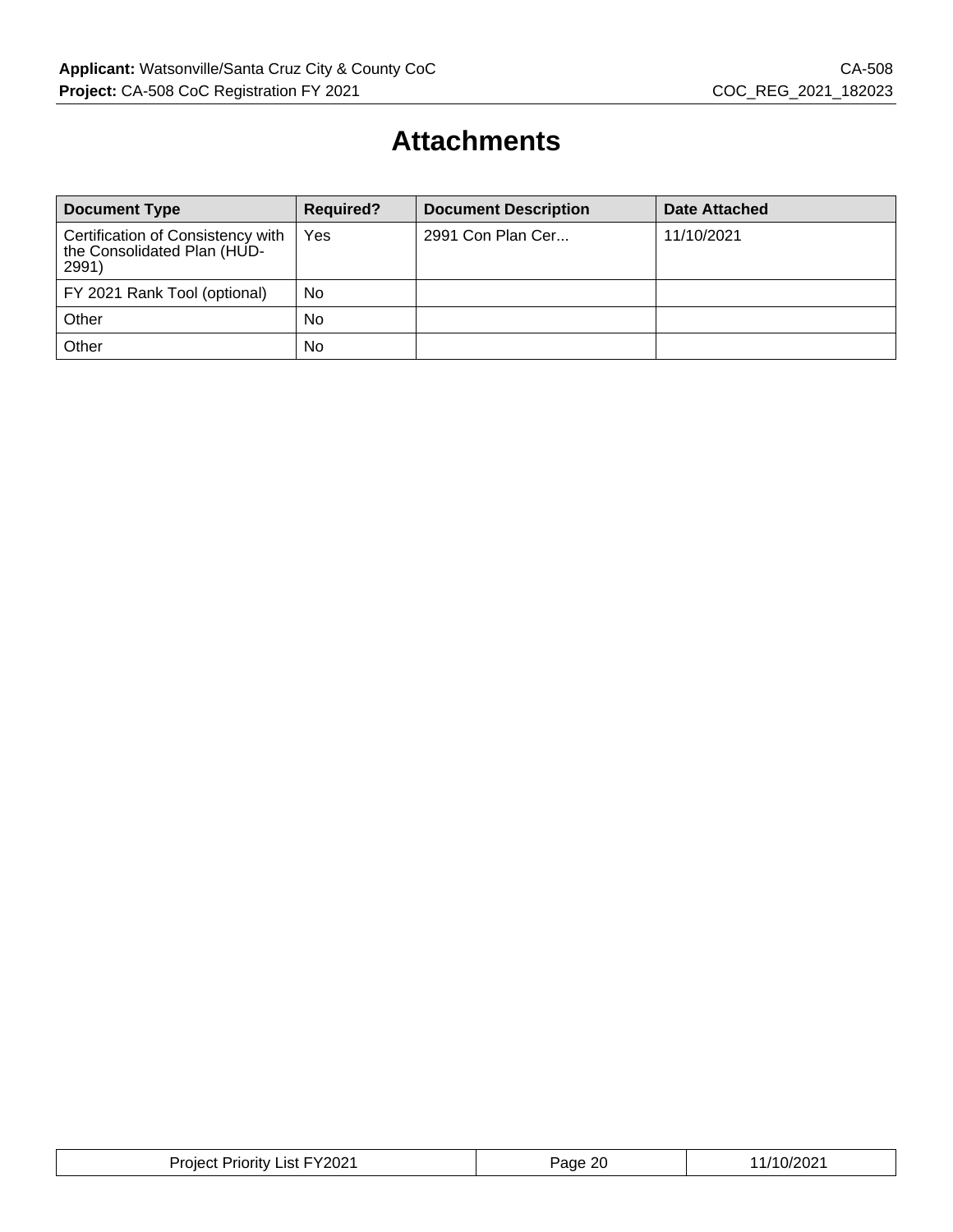# Attachments

| Document Type | Required? | Document Description | Date Attached |
|---|---|---|---|
| Certification of Consistency with the Consolidated Plan (HUD-2991) | Yes | 2991 Con Plan Cer... | 11/10/2021 |
| FY 2021 Rank Tool (optional) | No | | |
| Other | No | | |
| Other | No | | |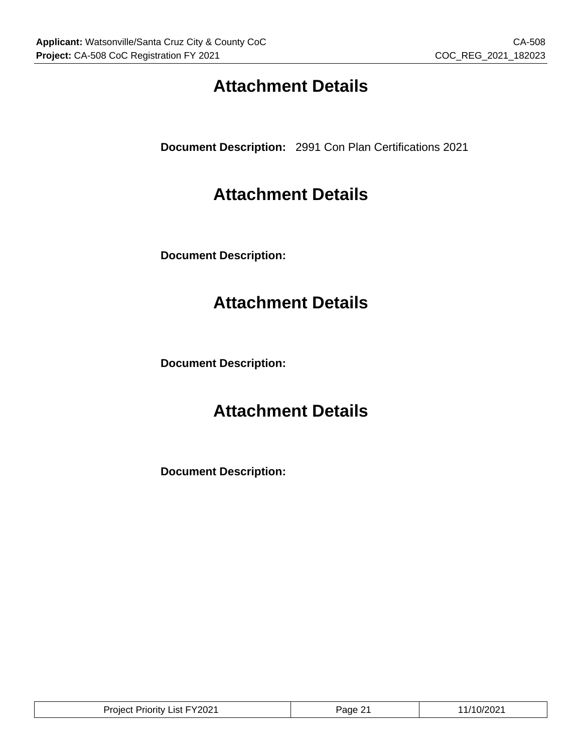# Attachment Details

**Document Description:** 2991 Con Plan Certifications 2021

# Attachment Details

**Document Description:**

# Attachment Details

**Document Description:**

# Attachment Details

**Document Description:**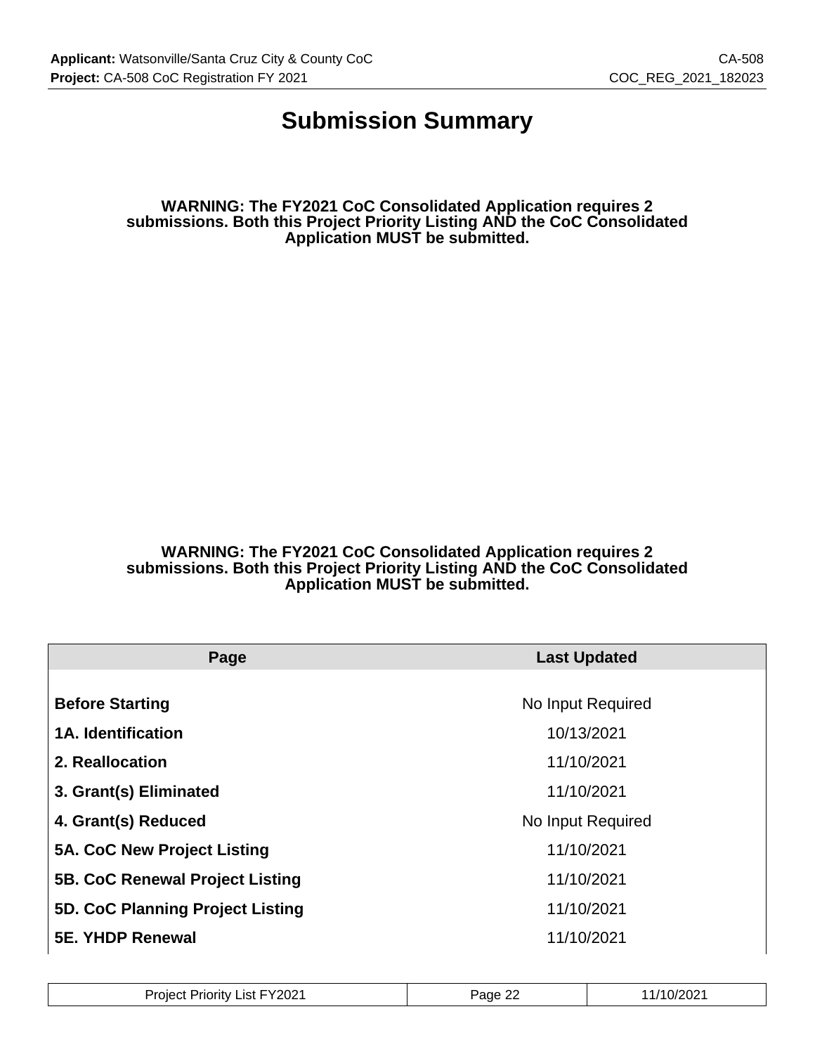# Submission Summary

**WARNING: The FY2021 CoC Consolidated Application requires 2 submissions. Both this Project Priority Listing AND the CoC Consolidated Application MUST be submitted.**

**WARNING: The FY2021 CoC Consolidated Application requires 2 submissions. Both this Project Priority Listing AND the CoC Consolidated Application MUST be submitted.**

| Page | Last Updated |
| --- | --- |
| **Before Starting** | No Input Required |
| **1A. Identification** | 10/13/2021 |
| **2. Reallocation** | 11/10/2021 |
| **3. Grant(s) Eliminated** | 11/10/2021 |
| **4. Grant(s) Reduced** | No Input Required |
| **5A. CoC New Project Listing** | 11/10/2021 |
| **5B. CoC Renewal Project Listing** | 11/10/2021 |
| **5D. CoC Planning Project Listing** | 11/10/2021 |
| **5E. YHDP Renewal** | 11/10/2021 |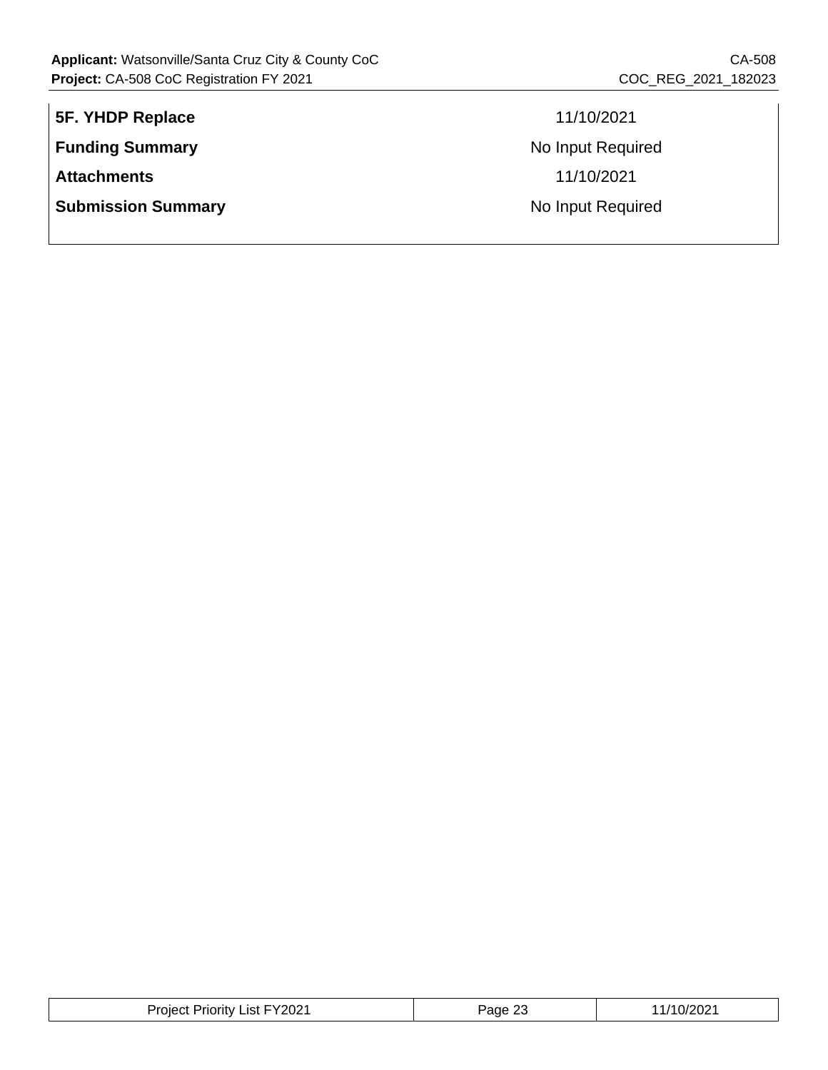| | |
|---|---|
| **5F. YHDP Replace** | 11/10/2021 |
| **Funding Summary** | No Input Required |
| **Attachments** | 11/10/2021 |
| **Submission Summary** | No Input Required |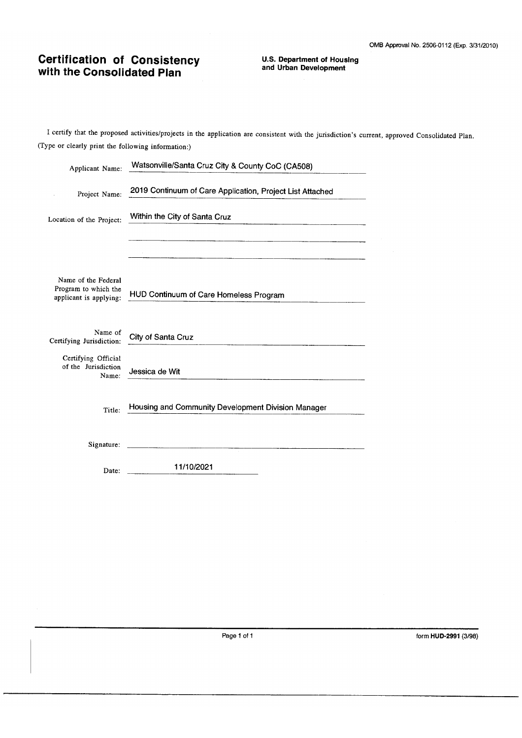OMB Approval No. 2506-0112 (Exp. 3/31/2010)

# Certification of Consistency with the Consolidated Plan

**U.S. Department of Housing and Urban Development**

I certify that the proposed activities/projects in the application are consistent with the jurisdiction's current, approved Consolidated Plan.
(Type or clearly print the following information:)

Applicant Name: Watsonville/Santa Cruz City & County CoC (CA508)

Project Name: 2019 Continuum of Care Application, Project List Attached

Location of the Project: Within the City of Santa Cruz

Name of the Federal Program to which the applicant is applying: HUD Continuum of Care Homeless Program

Name of Certifying Jurisdiction: City of Santa Cruz

Certifying Official of the Jurisdiction Name: Jessica de Wit

Title: Housing and Community Development Division Manager

Signature: 

Date: 11/10/2021

form **HUD-2991** (3/98)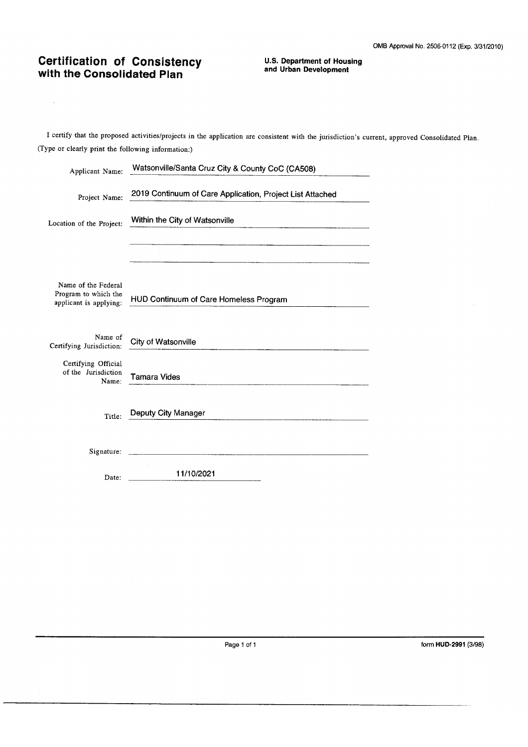OMB Approval No. 2506-0112 (Exp. 3/31/2010)

# Certification of Consistency with the Consolidated Plan

**U.S. Department of Housing and Urban Development**

I certify that the proposed activities/projects in the application are consistent with the jurisdiction's current, approved Consolidated Plan.
(Type or clearly print the following information:)

Applicant Name: Watsonville/Santa Cruz City & County CoC (CA508)

Project Name: 2019 Continuum of Care Application, Project List Attached

Location of the Project: Within the City of Watsonville

Name of the Federal Program to which the applicant is applying: HUD Continuum of Care Homeless Program

Name of Certifying Jurisdiction: City of Watsonville

Certifying Official of the Jurisdiction Name: Tamara Vides

Title: Deputy City Manager

Signature: ______________________

Date: 11/10/2021

form **HUD-2991** (3/98)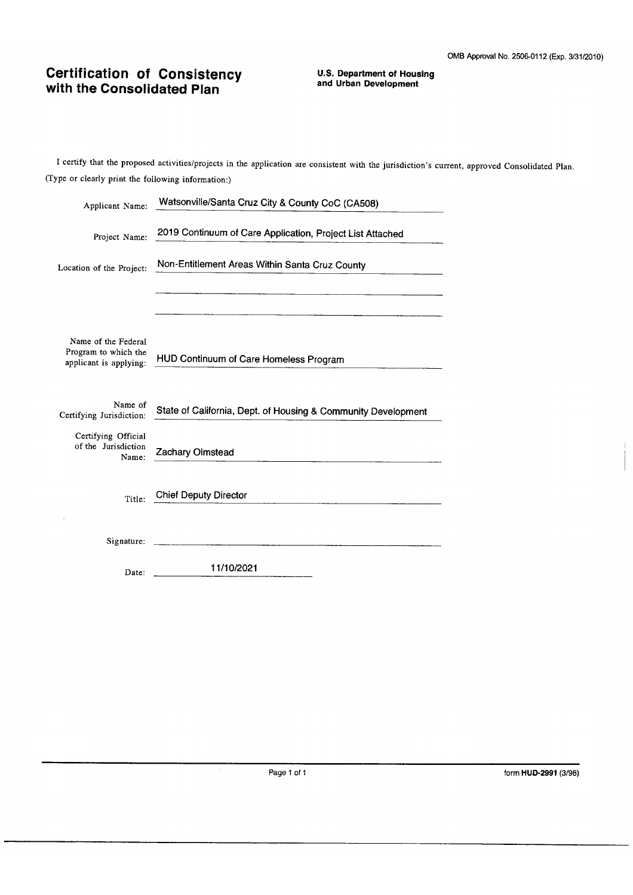OMB Approval No. 2506-0112 (Exp. 3/31/2010)

# Certification of Consistency with the Consolidated Plan

**U.S. Department of Housing and Urban Development**

I certify that the proposed activities/projects in the application are consistent with the jurisdiction's current, approved Consolidated Plan.
(Type or clearly print the following information:)

Applicant Name: Watsonville/Santa Cruz City & County CoC (CA508)

Project Name: 2019 Continuum of Care Application, Project List Attached

Location of the Project: Non-Entitlement Areas Within Santa Cruz County

Name of the Federal Program to which the applicant is applying: HUD Continuum of Care Homeless Program

Name of Certifying Jurisdiction: State of California, Dept. of Housing & Community Development

Certifying Official of the Jurisdiction Name: Zachary Olmstead

Title: Chief Deputy Director

Signature: ______________________

Date: 11/10/2021

form **HUD-2991** (3/98)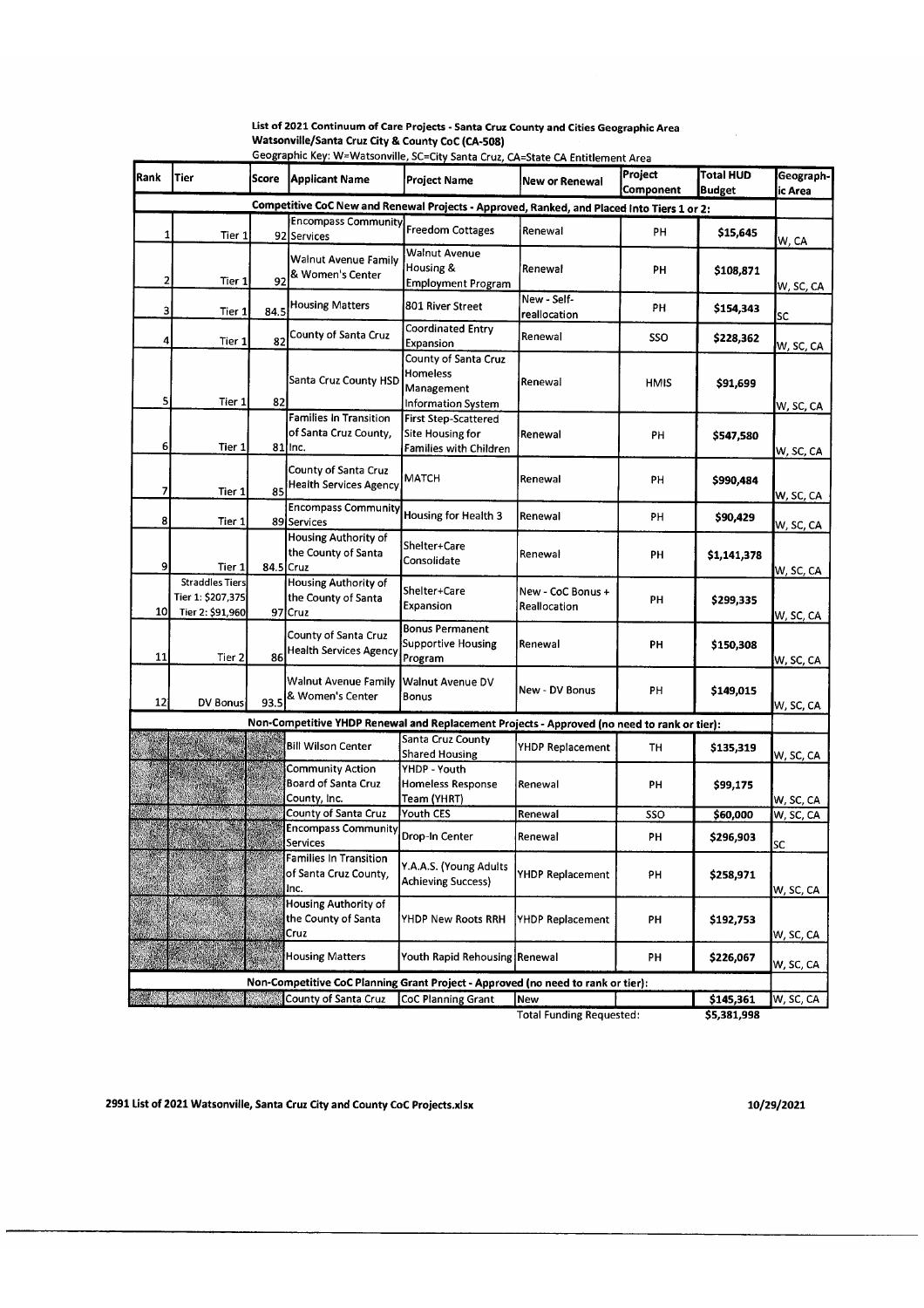**List of 2021 Continuum of Care Projects - Santa Cruz County and Cities Geographic Area**
**Watsonville/Santa Cruz City & County CoC (CA-508)**
Geographic Key: W=Watsonville, SC=City Santa Cruz, CA=State CA Entitlement Area

| Rank | Tier | Score | Applicant Name | Project Name | New or Renewal | Project Component | Total HUD Budget | Geographic Area |
|---|---|---|---|---|---|---|---|---|
| **Competitive CoC New and Renewal Projects - Approved, Ranked, and Placed Into Tiers 1 or 2:** | | | | | | | | |
| 1 | Tier 1 | 92 | Encompass Community Services | Freedom Cottages | Renewal | PH | **$15,645** | W, CA |
| 2 | Tier 1 | 92 | Walnut Avenue Family & Women's Center | Walnut Avenue Housing & Employment Program | Renewal | PH | **$108,871** | W, SC, CA |
| 3 | Tier 1 | 84.5 | Housing Matters | 801 River Street | New - Self-reallocation | PH | **$154,343** | SC |
| 4 | Tier 1 | 82 | County of Santa Cruz | Coordinated Entry Expansion | Renewal | SSO | **$228,362** | W, SC, CA |
| 5 | Tier 1 | 82 | Santa Cruz County HSD | County of Santa Cruz Homeless Management Information System | Renewal | HMIS | **$91,699** | W, SC, CA |
| 6 | Tier 1 | 81 | Families In Transition of Santa Cruz County, Inc. | First Step-Scattered Site Housing for Families with Children | Renewal | PH | **$547,580** | W, SC, CA |
| 7 | Tier 1 | 85 | County of Santa Cruz Health Services Agency | MATCH | Renewal | PH | **$990,484** | W, SC, CA |
| 8 | Tier 1 | 89 | Encompass Community Services | Housing for Health 3 | Renewal | PH | **$90,429** | W, SC, CA |
| 9 | Tier 1 | 84.5 | Housing Authority of the County of Santa Cruz | Shelter+Care Consolidate | Renewal | PH | **$1,141,378** | W, SC, CA |
| 10 | Straddles Tiers Tier 1: $207,375 Tier 2: $91,960 | 97 | Housing Authority of the County of Santa Cruz | Shelter+Care Expansion | New - CoC Bonus + Reallocation | PH | **$299,335** | W, SC, CA |
| 11 | Tier 2 | 86 | County of Santa Cruz Health Services Agency | Bonus Permanent Supportive Housing Program | Renewal | PH | **$150,308** | W, SC, CA |
| 12 | DV Bonus | 93.5 | Walnut Avenue Family & Women's Center | Walnut Avenue DV Bonus | New - DV Bonus | PH | **$149,015** | W, SC, CA |
| **Non-Competitive YHDP Renewal and Replacement Projects - Approved (no need to rank or tier):** | | | | | | | | |
| | | | Bill Wilson Center | Santa Cruz County Shared Housing | YHDP Replacement | TH | **$135,319** | W, SC, CA |
| | | | Community Action Board of Santa Cruz County, Inc. | YHDP - Youth Homeless Response Team (YHRT) | Renewal | PH | **$99,175** | W, SC, CA |
| | | | County of Santa Cruz | Youth CES | Renewal | SSO | **$60,000** | W, SC, CA |
| | | | Encompass Community Services | Drop-In Center | Renewal | PH | **$296,903** | SC |
| | | | Families In Transition of Santa Cruz County, Inc. | Y.A.A.S. (Young Adults Achieving Success) | YHDP Replacement | PH | **$258,971** | W, SC, CA |
| | | | Housing Authority of the County of Santa Cruz | YHDP New Roots RRH | YHDP Replacement | PH | **$192,753** | W, SC, CA |
| | | | Housing Matters | Youth Rapid Rehousing | Renewal | PH | **$226,067** | W, SC, CA |
| **Non-Competitive CoC Planning Grant Project - Approved (no need to rank or tier):** | | | | | | | | |
| | | | County of Santa Cruz | CoC Planning Grant | New | | **$145,361** | W, SC, CA |
| | | | | | Total Funding Requested: | | **$5,381,998** | |

**2991 List of 2021 Watsonville, Santa Cruz City and County CoC Projects.xlsx** **10/29/2021**